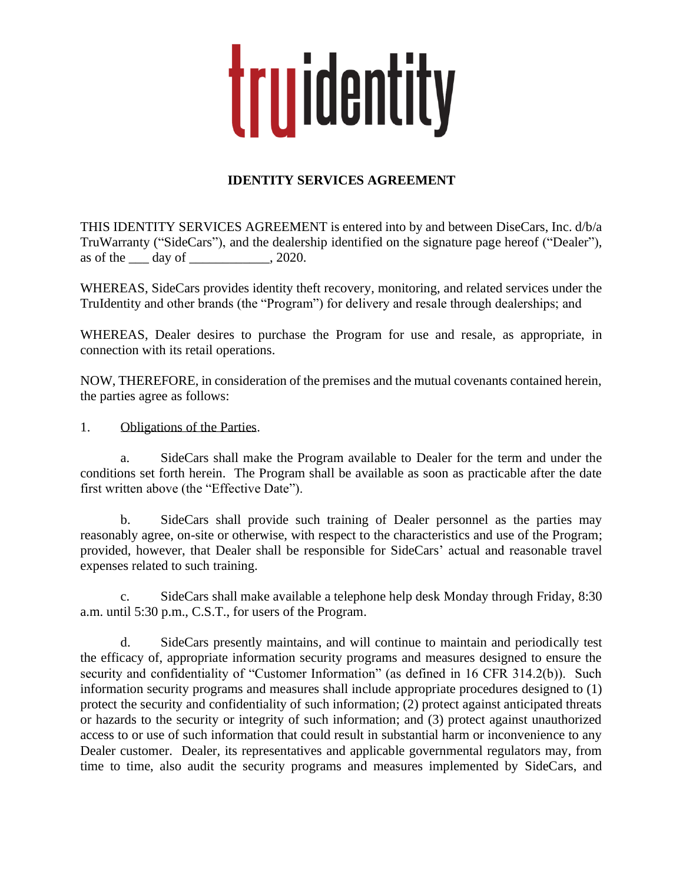# truidentity

**IDENTITY SERVICES AGREEMENT**

THIS IDENTITY SERVICES AGREEMENT is entered into by and between DiseCars, Inc. d/b/a TruWarranty ("SideCars"), and the dealership identified on the signature page hereof ("Dealer"), as of the ___ day of ____________, 2020.

WHEREAS, SideCars provides identity theft recovery, monitoring, and related services under the TruIdentity and other brands (the "Program") for delivery and resale through dealerships; and

WHEREAS, Dealer desires to purchase the Program for use and resale, as appropriate, in connection with its retail operations.

NOW, THEREFORE, in consideration of the premises and the mutual covenants contained herein, the parties agree as follows:

1. Obligations of the Parties.

a. SideCars shall make the Program available to Dealer for the term and under the conditions set forth herein. The Program shall be available as soon as practicable after the date first written above (the "Effective Date").

b. SideCars shall provide such training of Dealer personnel as the parties may reasonably agree, on-site or otherwise, with respect to the characteristics and use of the Program; provided, however, that Dealer shall be responsible for SideCars' actual and reasonable travel expenses related to such training.

c. SideCars shall make available a telephone help desk Monday through Friday, 8:30 a.m. until 5:30 p.m., C.S.T., for users of the Program.

d. SideCars presently maintains, and will continue to maintain and periodically test the efficacy of, appropriate information security programs and measures designed to ensure the security and confidentiality of "Customer Information" (as defined in 16 CFR 314.2(b)). Such information security programs and measures shall include appropriate procedures designed to (1) protect the security and confidentiality of such information; (2) protect against anticipated threats or hazards to the security or integrity of such information; and (3) protect against unauthorized access to or use of such information that could result in substantial harm or inconvenience to any Dealer customer. Dealer, its representatives and applicable governmental regulators may, from time to time, also audit the security programs and measures implemented by SideCars, and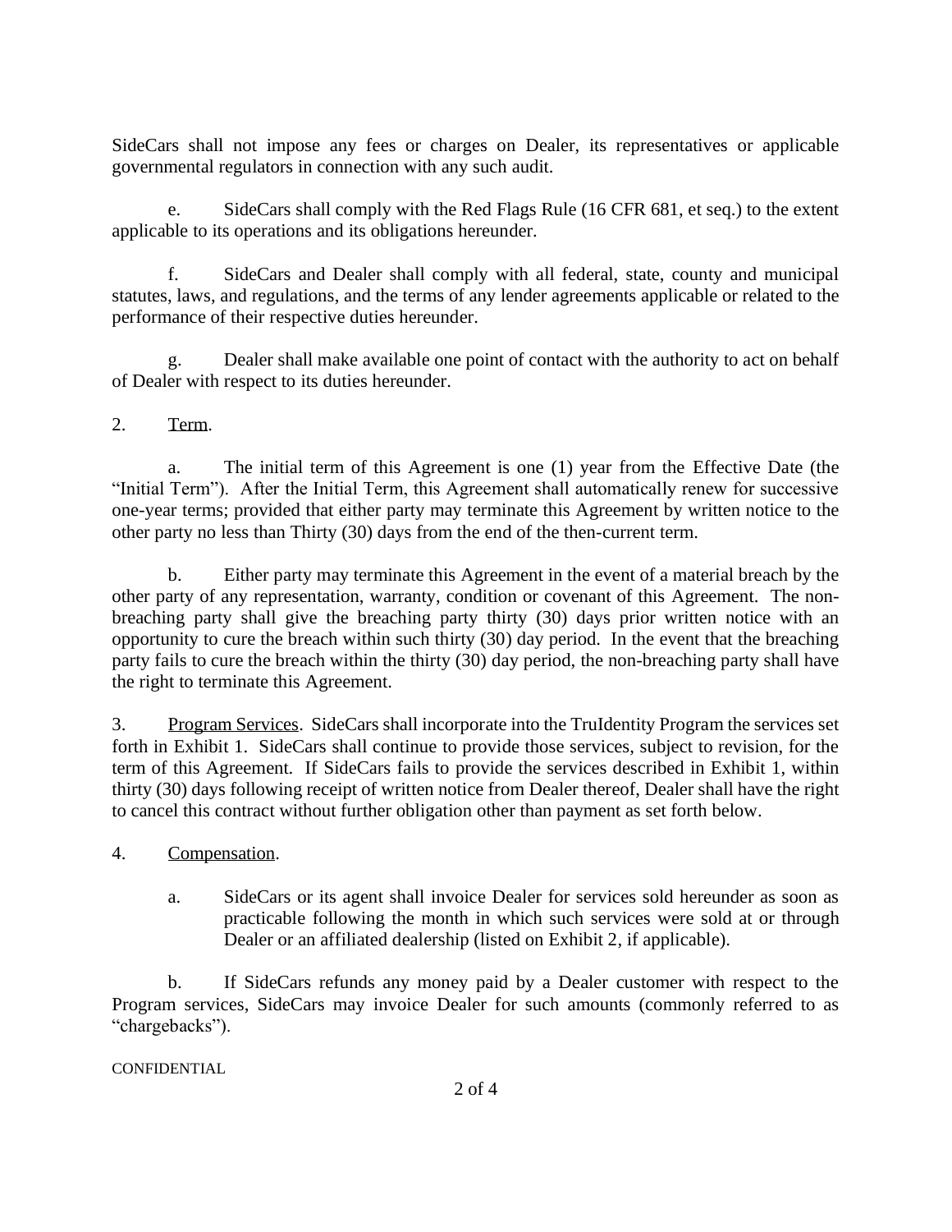SideCars shall not impose any fees or charges on Dealer, its representatives or applicable governmental regulators in connection with any such audit.

e. SideCars shall comply with the Red Flags Rule (16 CFR 681, et seq.) to the extent applicable to its operations and its obligations hereunder.

f. SideCars and Dealer shall comply with all federal, state, county and municipal statutes, laws, and regulations, and the terms of any lender agreements applicable or related to the performance of their respective duties hereunder.

g. Dealer shall make available one point of contact with the authority to act on behalf of Dealer with respect to its duties hereunder.

2. Term.

a. The initial term of this Agreement is one (1) year from the Effective Date (the "Initial Term"). After the Initial Term, this Agreement shall automatically renew for successive one-year terms; provided that either party may terminate this Agreement by written notice to the other party no less than Thirty (30) days from the end of the then-current term.

b. Either party may terminate this Agreement in the event of a material breach by the other party of any representation, warranty, condition or covenant of this Agreement. The non-breaching party shall give the breaching party thirty (30) days prior written notice with an opportunity to cure the breach within such thirty (30) day period. In the event that the breaching party fails to cure the breach within the thirty (30) day period, the non-breaching party shall have the right to terminate this Agreement.

3. Program Services. SideCars shall incorporate into the TruIdentity Program the services set forth in Exhibit 1. SideCars shall continue to provide those services, subject to revision, for the term of this Agreement. If SideCars fails to provide the services described in Exhibit 1, within thirty (30) days following receipt of written notice from Dealer thereof, Dealer shall have the right to cancel this contract without further obligation other than payment as set forth below.

4. Compensation.

a. SideCars or its agent shall invoice Dealer for services sold hereunder as soon as practicable following the month in which such services were sold at or through Dealer or an affiliated dealership (listed on Exhibit 2, if applicable).

b. If SideCars refunds any money paid by a Dealer customer with respect to the Program services, SideCars may invoice Dealer for such amounts (commonly referred to as "chargebacks").

CONFIDENTIAL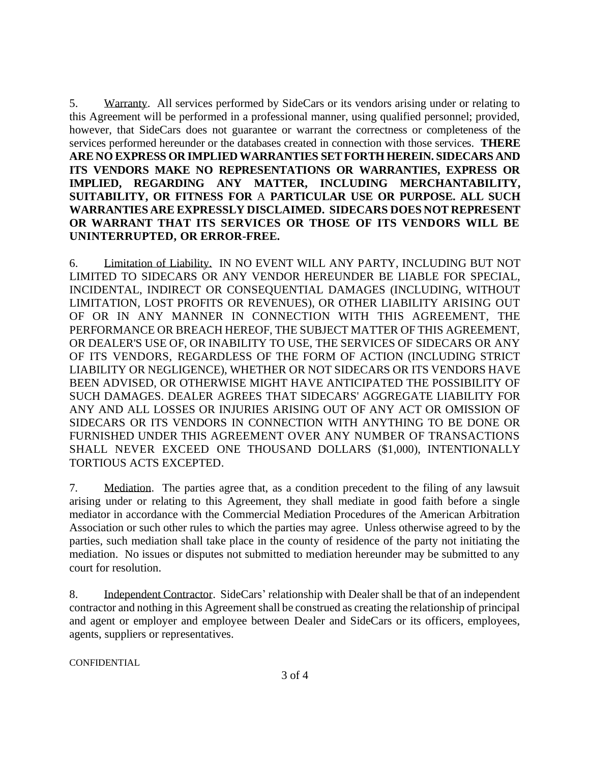5. Warranty. All services performed by SideCars or its vendors arising under or relating to this Agreement will be performed in a professional manner, using qualified personnel; provided, however, that SideCars does not guarantee or warrant the correctness or completeness of the services performed hereunder or the databases created in connection with those services. **THERE ARE NO EXPRESS OR IMPLIED WARRANTIES SET FORTH HEREIN. SIDECARS AND ITS VENDORS MAKE NO REPRESENTATIONS OR WARRANTIES, EXPRESS OR IMPLIED, REGARDING ANY MATTER, INCLUDING MERCHANTABILITY, SUITABILITY, OR FITNESS FOR** A **PARTICULAR USE OR PURPOSE. ALL SUCH WARRANTIES ARE EXPRESSLY DISCLAIMED. SIDECARS DOES NOT REPRESENT OR WARRANT THAT ITS SERVICES OR THOSE OF ITS VENDORS WILL BE UNINTERRUPTED, OR ERROR-FREE.**

6. Limitation of Liability. IN NO EVENT WILL ANY PARTY, INCLUDING BUT NOT LIMITED TO SIDECARS OR ANY VENDOR HEREUNDER BE LIABLE FOR SPECIAL, INCIDENTAL, INDIRECT OR CONSEQUENTIAL DAMAGES (INCLUDING, WITHOUT LIMITATION, LOST PROFITS OR REVENUES), OR OTHER LIABILITY ARISING OUT OF OR IN ANY MANNER IN CONNECTION WITH THIS AGREEMENT, THE PERFORMANCE OR BREACH HEREOF, THE SUBJECT MATTER OF THIS AGREEMENT, OR DEALER'S USE OF, OR INABILITY TO USE, THE SERVICES OF SIDECARS OR ANY OF ITS VENDORS, REGARDLESS OF THE FORM OF ACTION (INCLUDING STRICT LIABILITY OR NEGLIGENCE), WHETHER OR NOT SIDECARS OR ITS VENDORS HAVE BEEN ADVISED, OR OTHERWISE MIGHT HAVE ANTICIPATED THE POSSIBILITY OF SUCH DAMAGES. DEALER AGREES THAT SIDECARS' AGGREGATE LIABILITY FOR ANY AND ALL LOSSES OR INJURIES ARISING OUT OF ANY ACT OR OMISSION OF SIDECARS OR ITS VENDORS IN CONNECTION WITH ANYTHING TO BE DONE OR FURNISHED UNDER THIS AGREEMENT OVER ANY NUMBER OF TRANSACTIONS SHALL NEVER EXCEED ONE THOUSAND DOLLARS ($1,000), INTENTIONALLY TORTIOUS ACTS EXCEPTED.

7. Mediation. The parties agree that, as a condition precedent to the filing of any lawsuit arising under or relating to this Agreement, they shall mediate in good faith before a single mediator in accordance with the Commercial Mediation Procedures of the American Arbitration Association or such other rules to which the parties may agree. Unless otherwise agreed to by the parties, such mediation shall take place in the county of residence of the party not initiating the mediation. No issues or disputes not submitted to mediation hereunder may be submitted to any court for resolution.

8. Independent Contractor. SideCars' relationship with Dealer shall be that of an independent contractor and nothing in this Agreement shall be construed as creating the relationship of principal and agent or employer and employee between Dealer and SideCars or its officers, employees, agents, suppliers or representatives.

CONFIDENTIAL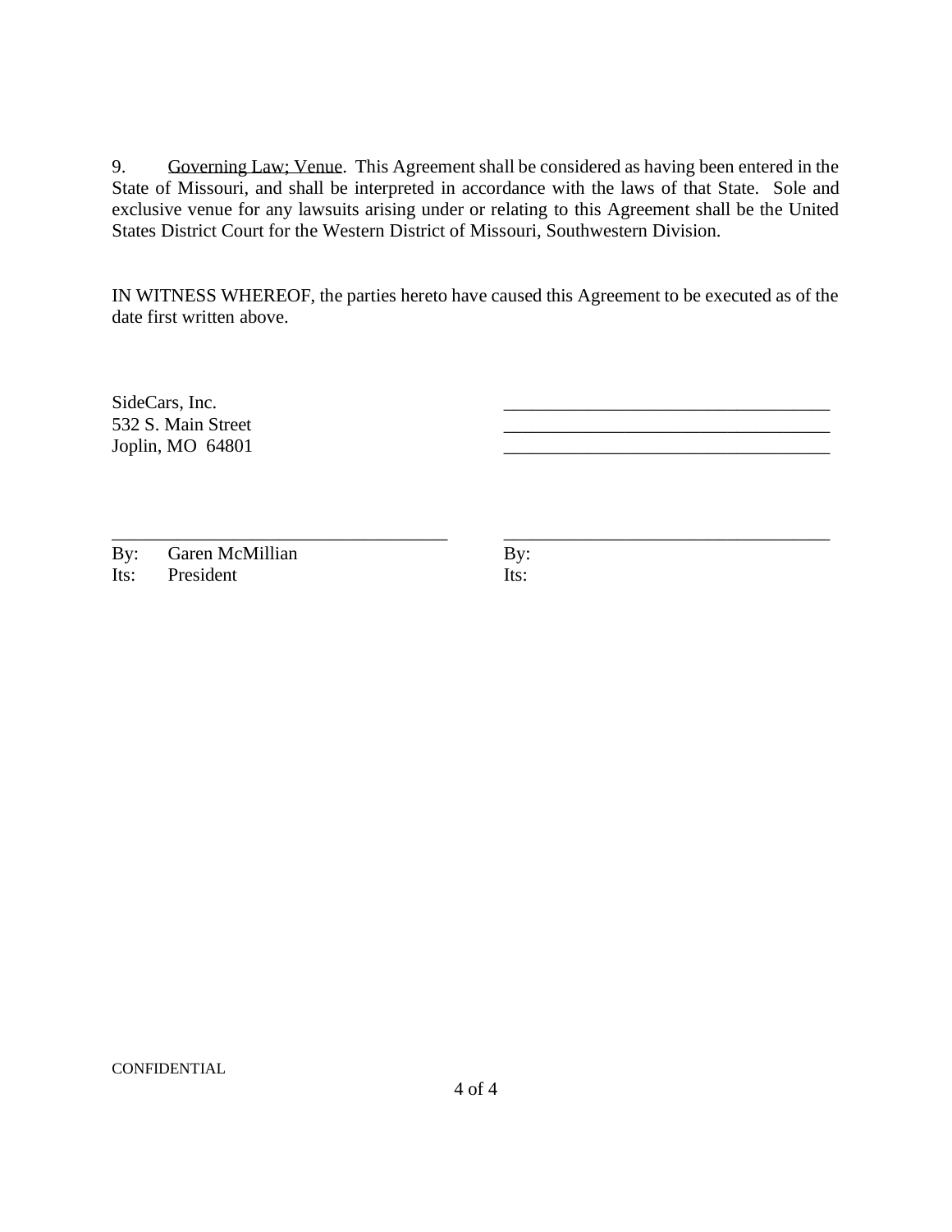9. <u>Governing Law; Venue</u>. This Agreement shall be considered as having been entered in the State of Missouri, and shall be interpreted in accordance with the laws of that State. Sole and exclusive venue for any lawsuits arising under or relating to this Agreement shall be the United States District Court for the Western District of Missouri, Southwestern Division.

IN WITNESS WHEREOF, the parties hereto have caused this Agreement to be executed as of the date first written above.

| | |
|---|---|
| SideCars, Inc. | ___________________________________ |
| 532 S. Main Street | ___________________________________ |
| Joplin, MO 64801 | ___________________________________ |
| | |
| ___________________________________ | ___________________________________ |
| By: Garen McMillian | By: |
| Its: President | Its: |

CONFIDENTIAL